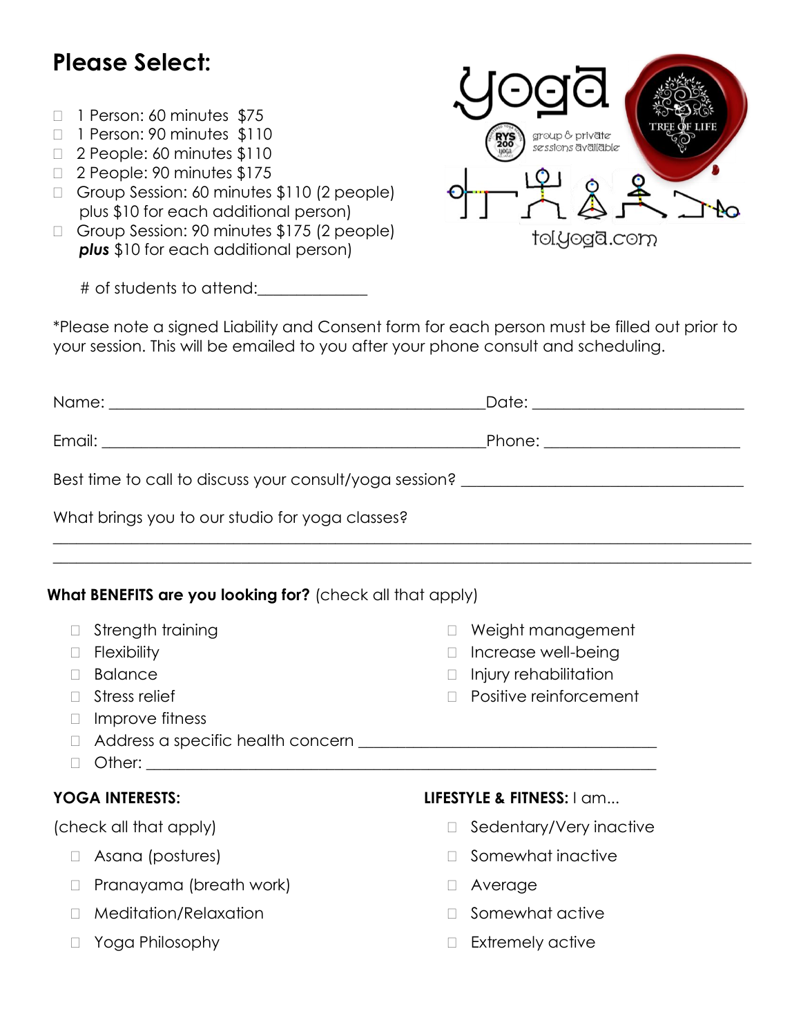# Please Select:

- ☐ 1 Person: 60 minutes  $75
- ☐ 1 Person: 90 minutes  $110
- ☐ 2 People: 60 minutes $110
- ☐ 2 People: 90 minutes $175
- ☐ Group Session: 60 minutes $110 (2 people) plus $10 for each additional person)
- ☐ Group Session: 90 minutes $175 (2 people) ***plus*** $10 for each additional person)

# of students to attend:______________

yoga

RYS 200 yoga

group & private sessions available

TREE OF LIFE

tolyoga.com

*Please note a signed Liability and Consent form for each person must be filled out prior to your session. This will be emailed to you after your phone consult and scheduling.

Name: _______________________________________________Date: ___________________________

Email: _______________________________________________Phone: _________________________

Best time to call to discuss your consult/yoga session? _____________________________________

What brings you to our studio for yoga classes?

__________________________________________________________________________________________

__________________________________________________________________________________________

**What BENEFITS are you looking for?** (check all that apply)

- ☐ Strength training
- ☐ Flexibility
- ☐ Balance
- ☐ Stress relief
- ☐ Improve fitness
- ☐ Weight management
- ☐ Increase well-being
- ☐ Injury rehabilitation
- ☐ Positive reinforcement
- ☐ Address a specific health concern ______________________________________
- ☐ Other: ____________________________________________________________________

**YOGA INTERESTS:**

(check all that apply)

- ☐ Asana (postures)
- ☐ Pranayama (breath work)
- ☐ Meditation/Relaxation
- ☐ Yoga Philosophy

**LIFESTYLE & FITNESS:** I am...

- ☐ Sedentary/Very inactive
- ☐ Somewhat inactive
- ☐ Average
- ☐ Somewhat active
- ☐ Extremely active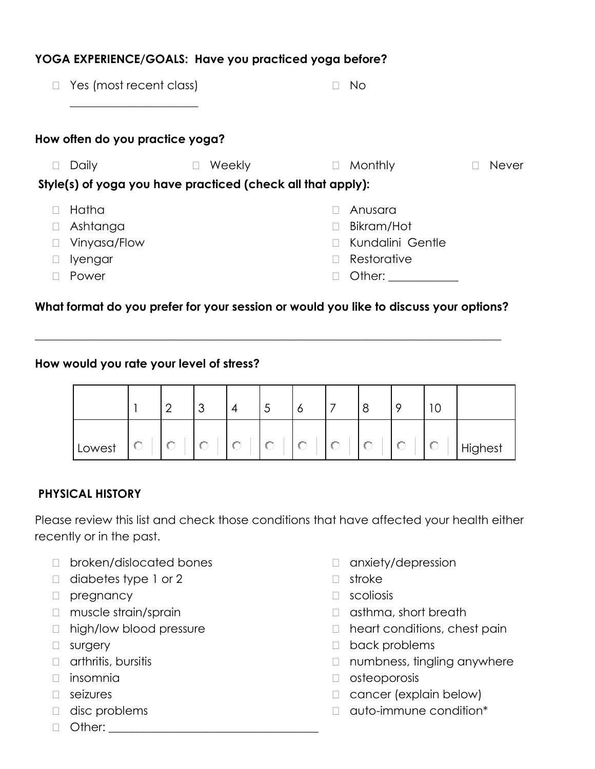**YOGA EXPERIENCE/GOALS: Have you practiced yoga before?**

- ☐ Yes (most recent class) ______________________
- ☐ No

**How often do you practice yoga?**

- ☐ Daily
- ☐ Weekly
- ☐ Monthly
- ☐ Never

**Style(s) of yoga you have practiced (check all that apply):**

- ☐ Hatha
- ☐ Ashtanga
- ☐ Vinyasa/Flow
- ☐ Iyengar
- ☐ Power
- ☐ Anusara
- ☐ Bikram/Hot
- ☐ Kundalini Gentle
- ☐ Restorative
- ☐ Other: ___________

**What format do you prefer for your session or would you like to discuss your options?**

_______________________________________________________________________________

**How would you rate your level of stress?**

| | 1 | 2 | 3 | 4 | 5 | 6 | 7 | 8 | 9 | 10 | |
|---|---|---|---|---|---|---|---|---|---|---|---|
| Lowest | ○ | ○ | ○ | ○ | ○ | ○ | ○ | ○ | ○ | ○ | Highest |

**PHYSICAL HISTORY**

Please review this list and check those conditions that have affected your health either recently or in the past.

- ☐ broken/dislocated bones
- ☐ diabetes type 1 or 2
- ☐ pregnancy
- ☐ muscle strain/sprain
- ☐ high/low blood pressure
- ☐ surgery
- ☐ arthritis, bursitis
- ☐ insomnia
- ☐ seizures
- ☐ disc problems
- ☐ Other: ___________________________________
- ☐ anxiety/depression
- ☐ stroke
- ☐ scoliosis
- ☐ asthma, short breath
- ☐ heart conditions, chest pain
- ☐ back problems
- ☐ numbness, tingling anywhere
- ☐ osteoporosis
- ☐ cancer (explain below)
- ☐ auto-immune condition*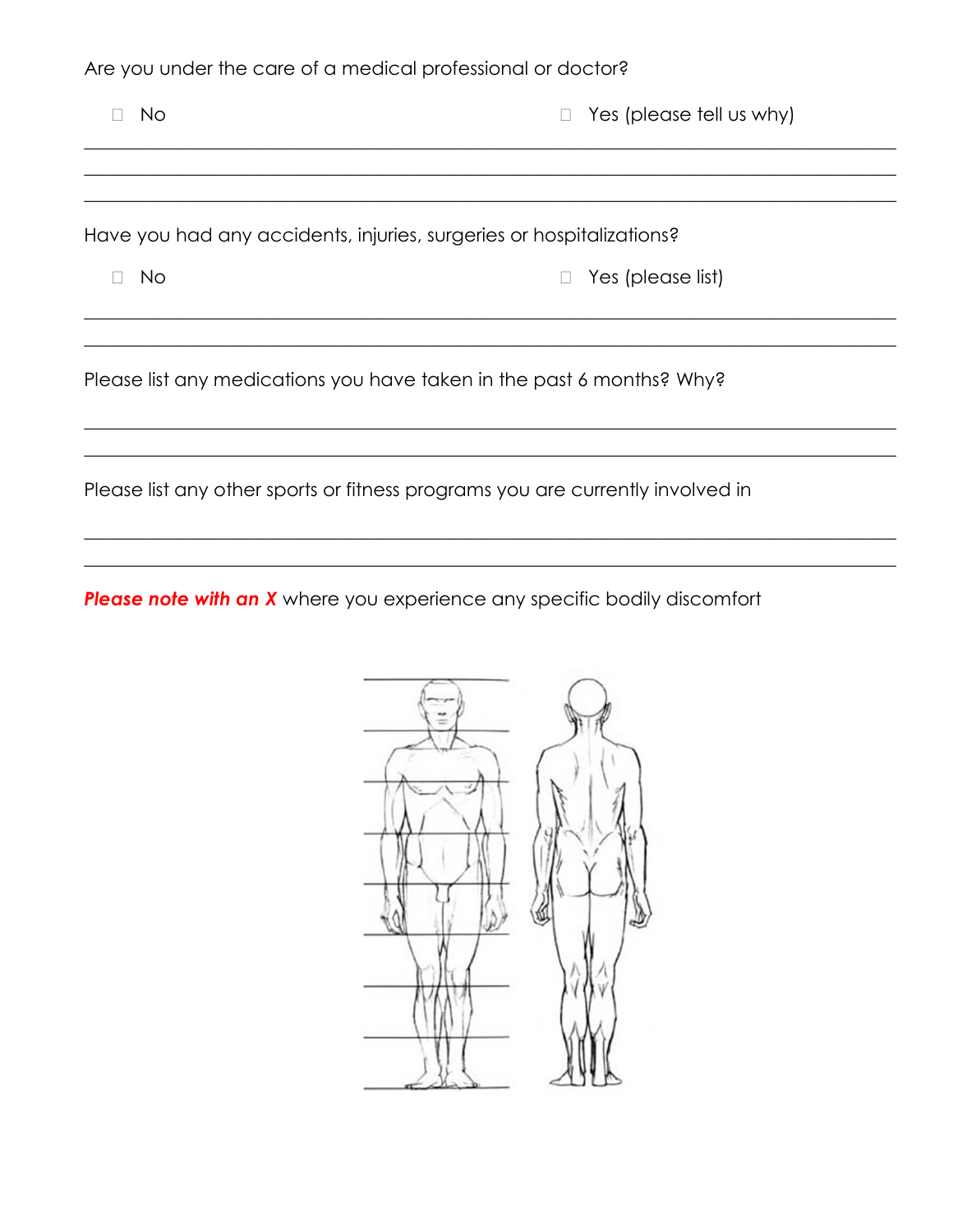Are you under the care of a medical professional or doctor?

☐ No ☐ Yes (please tell us why)

______________________________________________________________________________

______________________________________________________________________________

______________________________________________________________________________

Have you had any accidents, injuries, surgeries or hospitalizations?

☐ No ☐ Yes (please list)

______________________________________________________________________________

______________________________________________________________________________

Please list any medications you have taken in the past 6 months? Why?

______________________________________________________________________________

______________________________________________________________________________

Please list any other sports or fitness programs you are currently involved in

______________________________________________________________________________

______________________________________________________________________________

***Please note with an X*** where you experience any specific bodily discomfort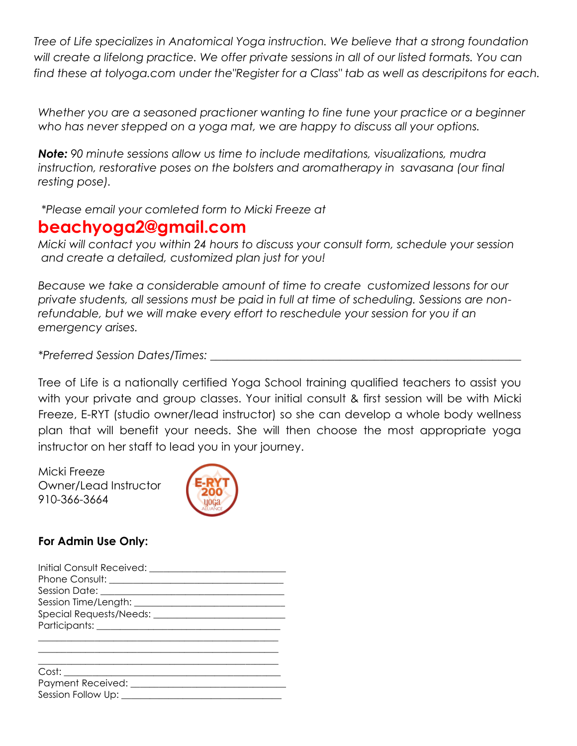*Tree of Life specializes in Anatomical Yoga instruction. We believe that a strong foundation will create a lifelong practice. We offer private sessions in all of our listed formats. You can find these at tolyoga.com under the"Register for a Class" tab as well as descripitons for each.*

*Whether you are a seasoned practioner wanting to fine tune your practice or a beginner who has never stepped on a yoga mat, we are happy to discuss all your options.*

***Note:*** *90 minute sessions allow us time to include meditations, visualizations, mudra instruction, restorative poses on the bolsters and aromatherapy in savasana (our final resting pose).*

*\*Please email your comleted form to Micki Freeze at*

**beachyoga2@gmail.com**

*Micki will contact you within 24 hours to discuss your consult form, schedule your session and create a detailed, customized plan just for you!*

*Because we take a considerable amount of time to create customized lessons for our private students, all sessions must be paid in full at time of scheduling. Sessions are non-refundable, but we will make every effort to reschedule your session for you if an emergency arises.*

*\*Preferred Session Dates/Times:* ______________________________________________

Tree of Life is a nationally certified Yoga School training qualified teachers to assist you with your private and group classes. Your initial consult & first session will be with Micki Freeze, E-RYT (studio owner/lead instructor) so she can develop a whole body wellness plan that will benefit your needs. She will then choose the most appropriate yoga instructor on her staff to lead you in your journey.

Micki Freeze
Owner/Lead Instructor
910-366-3664

E-RYT 200 yoga ALLIANCE

**For Admin Use Only:**

Initial Consult Received: ___________________________
Phone Consult: ___________________________________
Session Date: ____________________________________
Session Time/Length: ______________________________
Special Requests/Needs: ___________________________
Participants: _____________________________________
_______________________________________________
_______________________________________________
_______________________________________________
Cost: __________________________________________
Payment Received: ______________________________
Session Follow Up: ______________________________